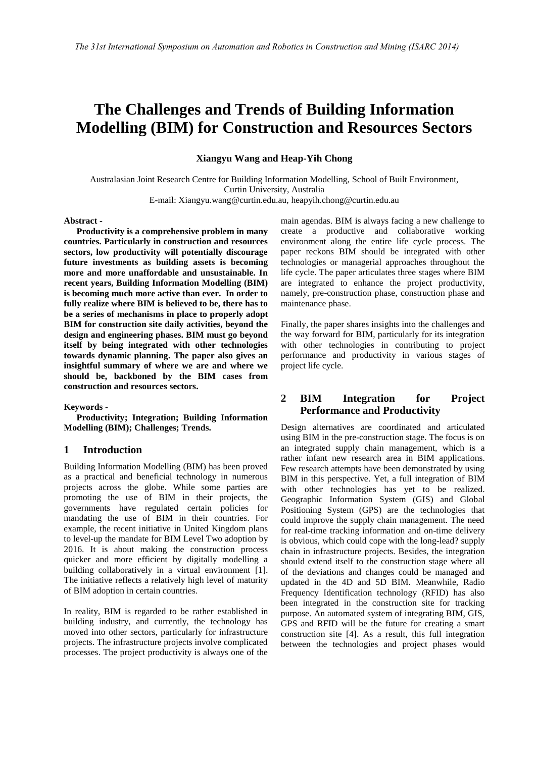# The Challenges and Trends of Building Information Modelling (BIM) for Construction and Resources Sectors

**Xiangyu Wang and Heap-Yih Chong**

Australasian Joint Research Centre for Building Information Modelling, School of Built Environment, Curtin University, Australia
E-mail: Xiangyu.wang@curtin.edu.au, heapyih.chong@curtin.edu.au

**Abstract -**

**Productivity is a comprehensive problem in many countries. Particularly in construction and resources sectors, low productivity will potentially discourage future investments as building assets is becoming more and more unaffordable and unsustainable. In recent years, Building Information Modelling (BIM) is becoming much more active than ever. In order to fully realize where BIM is believed to be, there has to be a series of mechanisms in place to properly adopt BIM for construction site daily activities, beyond the design and engineering phases. BIM must go beyond itself by being integrated with other technologies towards dynamic planning. The paper also gives an insightful summary of where we are and where we should be, backboned by the BIM cases from construction and resources sectors.**

**Keywords -**

**Productivity; Integration; Building Information Modelling (BIM); Challenges; Trends.**

## 1 Introduction

Building Information Modelling (BIM) has been proved as a practical and beneficial technology in numerous projects across the globe. While some parties are promoting the use of BIM in their projects, the governments have regulated certain policies for mandating the use of BIM in their countries. For example, the recent initiative in United Kingdom plans to level-up the mandate for BIM Level Two adoption by 2016. It is about making the construction process quicker and more efficient by digitally modelling a building collaboratively in a virtual environment [1]. The initiative reflects a relatively high level of maturity of BIM adoption in certain countries.

In reality, BIM is regarded to be rather established in building industry, and currently, the technology has moved into other sectors, particularly for infrastructure projects. The infrastructure projects involve complicated processes. The project productivity is always one of the main agendas. BIM is always facing a new challenge to create a productive and collaborative working environment along the entire life cycle process. The paper reckons BIM should be integrated with other technologies or managerial approaches throughout the life cycle. The paper articulates three stages where BIM are integrated to enhance the project productivity, namely, pre-construction phase, construction phase and maintenance phase.

Finally, the paper shares insights into the challenges and the way forward for BIM, particularly for its integration with other technologies in contributing to project performance and productivity in various stages of project life cycle.

## 2 BIM Integration for Project Performance and Productivity

Design alternatives are coordinated and articulated using BIM in the pre-construction stage. The focus is on an integrated supply chain management, which is a rather infant new research area in BIM applications. Few research attempts have been demonstrated by using BIM in this perspective. Yet, a full integration of BIM with other technologies has yet to be realized. Geographic Information System (GIS) and Global Positioning System (GPS) are the technologies that could improve the supply chain management. The need for real-time tracking information and on-time delivery is obvious, which could cope with the long-lead? supply chain in infrastructure projects. Besides, the integration should extend itself to the construction stage where all of the deviations and changes could be managed and updated in the 4D and 5D BIM. Meanwhile, Radio Frequency Identification technology (RFID) has also been integrated in the construction site for tracking purpose. An automated system of integrating BIM, GIS, GPS and RFID will be the future for creating a smart construction site [4]. As a result, this full integration between the technologies and project phases would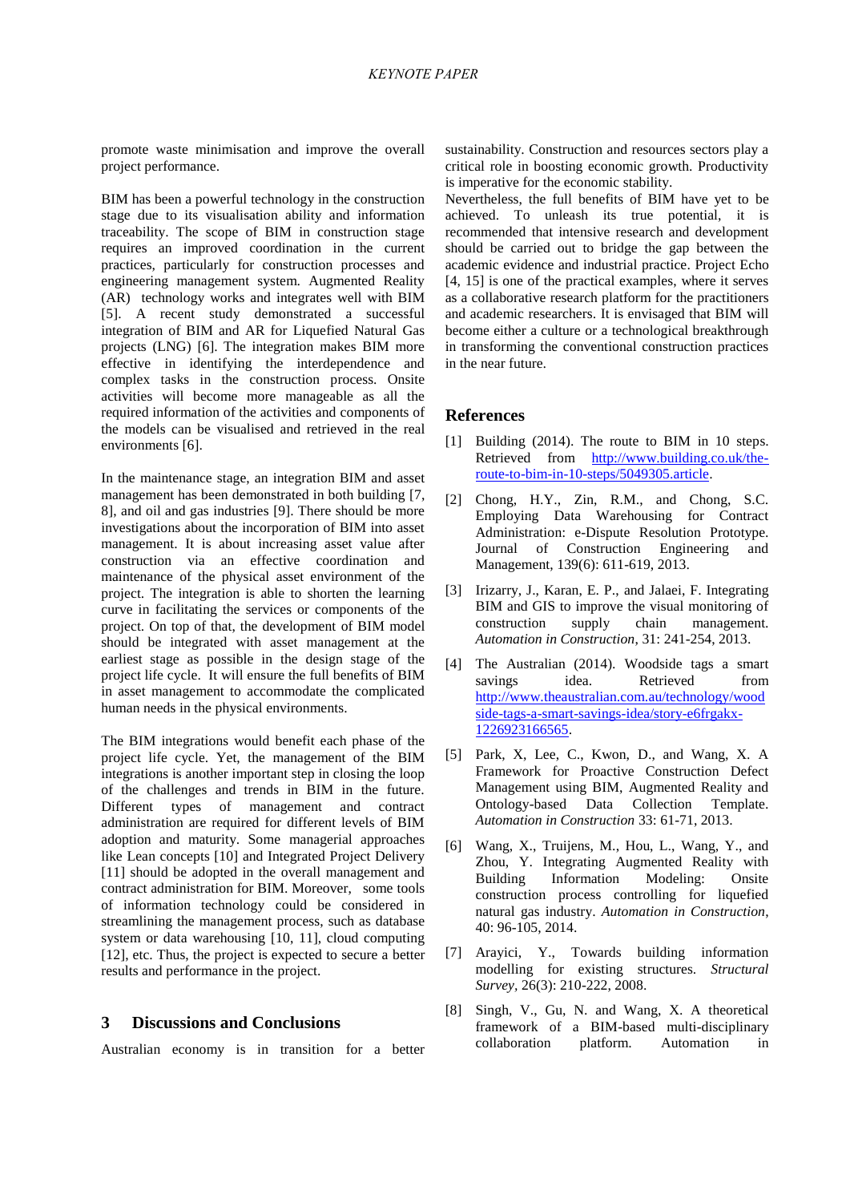promote waste minimisation and improve the overall project performance.

BIM has been a powerful technology in the construction stage due to its visualisation ability and information traceability. The scope of BIM in construction stage requires an improved coordination in the current practices, particularly for construction processes and engineering management system. Augmented Reality (AR) technology works and integrates well with BIM [5]. A recent study demonstrated a successful integration of BIM and AR for Liquefied Natural Gas projects (LNG) [6]. The integration makes BIM more effective in identifying the interdependence and complex tasks in the construction process. Onsite activities will become more manageable as all the required information of the activities and components of the models can be visualised and retrieved in the real environments [6].

In the maintenance stage, an integration BIM and asset management has been demonstrated in both building [7, 8], and oil and gas industries [9]. There should be more investigations about the incorporation of BIM into asset management. It is about increasing asset value after construction via an effective coordination and maintenance of the physical asset environment of the project. The integration is able to shorten the learning curve in facilitating the services or components of the project. On top of that, the development of BIM model should be integrated with asset management at the earliest stage as possible in the design stage of the project life cycle. It will ensure the full benefits of BIM in asset management to accommodate the complicated human needs in the physical environments.

The BIM integrations would benefit each phase of the project life cycle. Yet, the management of the BIM integrations is another important step in closing the loop of the challenges and trends in BIM in the future. Different types of management and contract administration are required for different levels of BIM adoption and maturity. Some managerial approaches like Lean concepts [10] and Integrated Project Delivery [11] should be adopted in the overall management and contract administration for BIM. Moreover, some tools of information technology could be considered in streamlining the management process, such as database system or data warehousing [10, 11], cloud computing [12], etc. Thus, the project is expected to secure a better results and performance in the project.

## 3 Discussions and Conclusions

Australian economy is in transition for a better sustainability. Construction and resources sectors play a critical role in boosting economic growth. Productivity is imperative for the economic stability.
Nevertheless, the full benefits of BIM have yet to be achieved. To unleash its true potential, it is recommended that intensive research and development should be carried out to bridge the gap between the academic evidence and industrial practice. Project Echo [4, 15] is one of the practical examples, where it serves as a collaborative research platform for the practitioners and academic researchers. It is envisaged that BIM will become either a culture or a technological breakthrough in transforming the conventional construction practices in the near future.

## References

[1] Building (2014). The route to BIM in 10 steps. Retrieved from http://www.building.co.uk/the-route-to-bim-in-10-steps/5049305.article.

[2] Chong, H.Y., Zin, R.M., and Chong, S.C. Employing Data Warehousing for Contract Administration: e-Dispute Resolution Prototype. Journal of Construction Engineering and Management, 139(6): 611-619, 2013.

[3] Irizarry, J., Karan, E. P., and Jalaei, F. Integrating BIM and GIS to improve the visual monitoring of construction supply chain management. *Automation in Construction*, 31: 241-254, 2013.

[4] The Australian (2014). Woodside tags a smart savings idea. Retrieved from http://www.theaustralian.com.au/technology/woodside-tags-a-smart-savings-idea/story-e6frgakx-1226923166565.

[5] Park, X, Lee, C., Kwon, D., and Wang, X. A Framework for Proactive Construction Defect Management using BIM, Augmented Reality and Ontology-based Data Collection Template. *Automation in Construction* 33: 61-71, 2013.

[6] Wang, X., Truijens, M., Hou, L., Wang, Y., and Zhou, Y. Integrating Augmented Reality with Building Information Modeling: Onsite construction process controlling for liquefied natural gas industry. *Automation in Construction*, 40: 96-105, 2014.

[7] Arayici, Y., Towards building information modelling for existing structures. *Structural Survey*, 26(3): 210-222, 2008.

[8] Singh, V., Gu, N. and Wang, X. A theoretical framework of a BIM-based multi-disciplinary collaboration platform. Automation in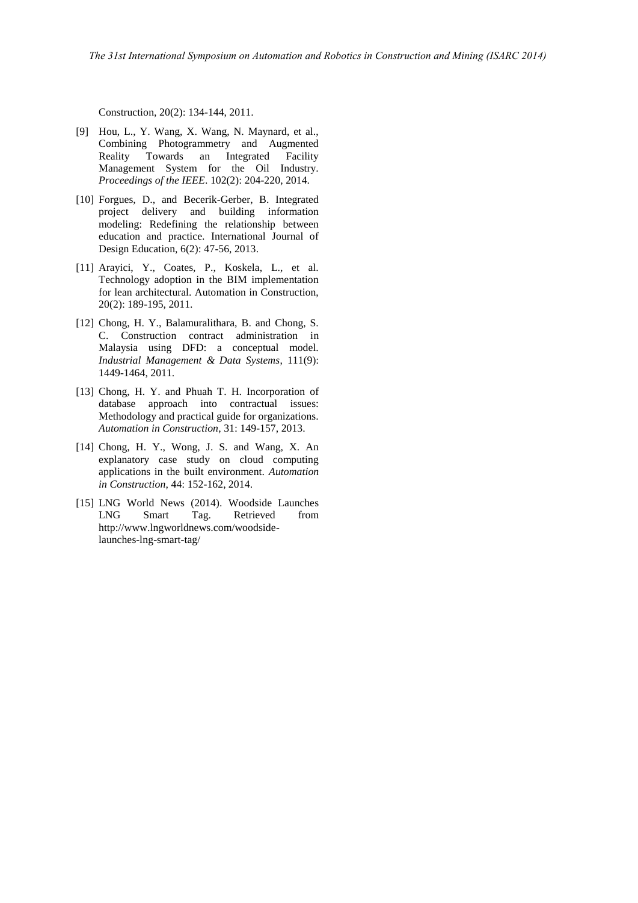Construction, 20(2): 134-144, 2011.

[9] Hou, L., Y. Wang, X. Wang, N. Maynard, et al., Combining Photogrammetry and Augmented Reality Towards an Integrated Facility Management System for the Oil Industry. *Proceedings of the IEEE*. 102(2): 204-220, 2014.

[10] Forgues, D., and Becerik-Gerber, B. Integrated project delivery and building information modeling: Redefining the relationship between education and practice. International Journal of Design Education, 6(2): 47-56, 2013.

[11] Arayici, Y., Coates, P., Koskela, L., et al. Technology adoption in the BIM implementation for lean architectural. Automation in Construction, 20(2): 189-195, 2011.

[12] Chong, H. Y., Balamuralithara, B. and Chong, S. C. Construction contract administration in Malaysia using DFD: a conceptual model. *Industrial Management & Data Systems*, 111(9): 1449-1464, 2011.

[13] Chong, H. Y. and Phuah T. H. Incorporation of database approach into contractual issues: Methodology and practical guide for organizations. *Automation in Construction*, 31: 149-157, 2013.

[14] Chong, H. Y., Wong, J. S. and Wang, X. An explanatory case study on cloud computing applications in the built environment. *Automation in Construction*, 44: 152-162, 2014.

[15] LNG World News (2014). Woodside Launches LNG Smart Tag. Retrieved from http://www.lngworldnews.com/woodside-launches-lng-smart-tag/